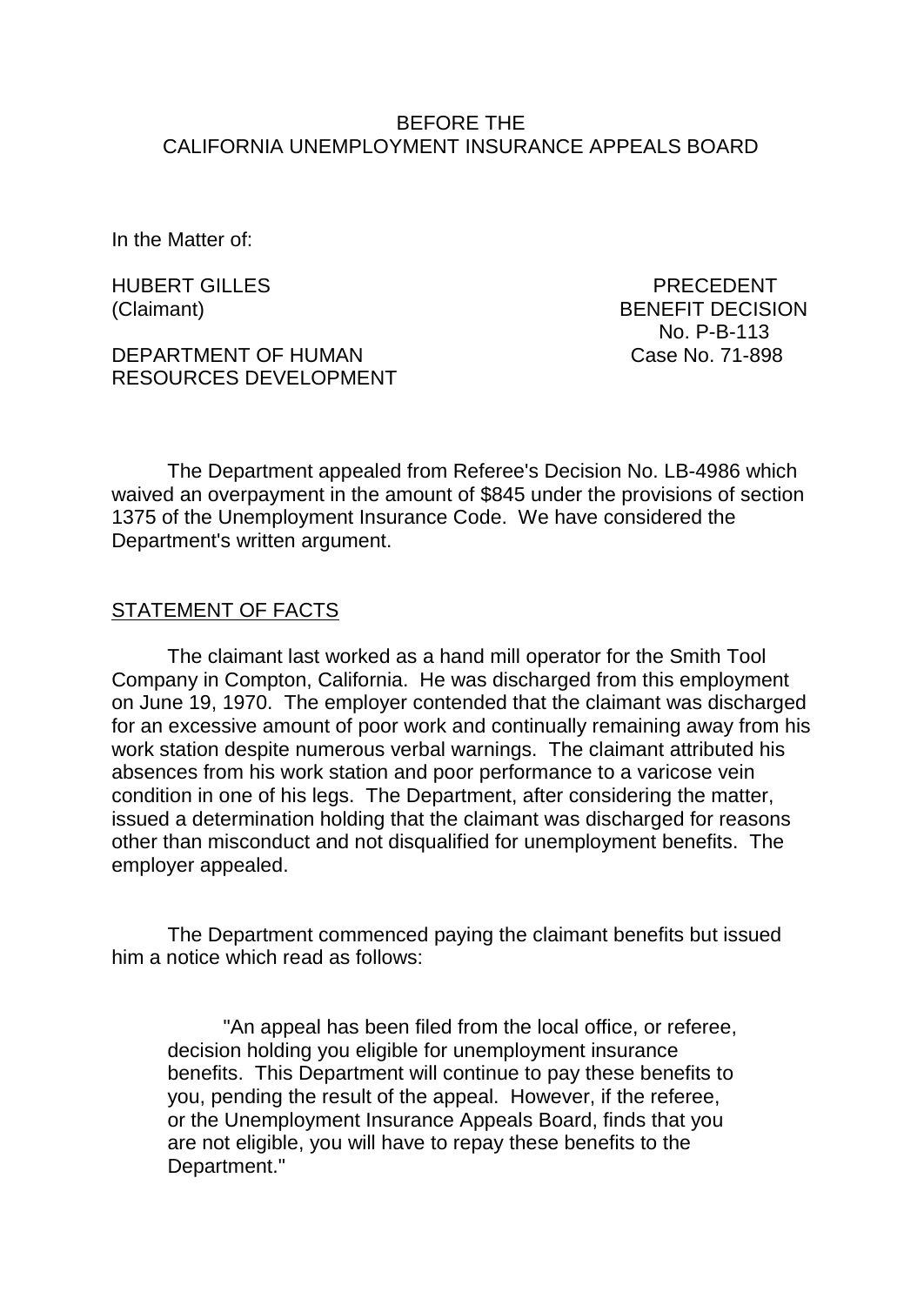BEFORE THE
CALIFORNIA UNEMPLOYMENT INSURANCE APPEALS BOARD

In the Matter of:

HUBERT GILLES
(Claimant)

DEPARTMENT OF HUMAN RESOURCES DEVELOPMENT

PRECEDENT
BENEFIT DECISION
No. P-B-113
Case No. 71-898

The Department appealed from Referee's Decision No. LB-4986 which waived an overpayment in the amount of $845 under the provisions of section 1375 of the Unemployment Insurance Code. We have considered the Department's written argument.

## STATEMENT OF FACTS

The claimant last worked as a hand mill operator for the Smith Tool Company in Compton, California. He was discharged from this employment on June 19, 1970. The employer contended that the claimant was discharged for an excessive amount of poor work and continually remaining away from his work station despite numerous verbal warnings. The claimant attributed his absences from his work station and poor performance to a varicose vein condition in one of his legs. The Department, after considering the matter, issued a determination holding that the claimant was discharged for reasons other than misconduct and not disqualified for unemployment benefits. The employer appealed.

The Department commenced paying the claimant benefits but issued him a notice which read as follows:

> "An appeal has been filed from the local office, or referee, decision holding you eligible for unemployment insurance benefits. This Department will continue to pay these benefits to you, pending the result of the appeal. However, if the referee, or the Unemployment Insurance Appeals Board, finds that you are not eligible, you will have to repay these benefits to the Department."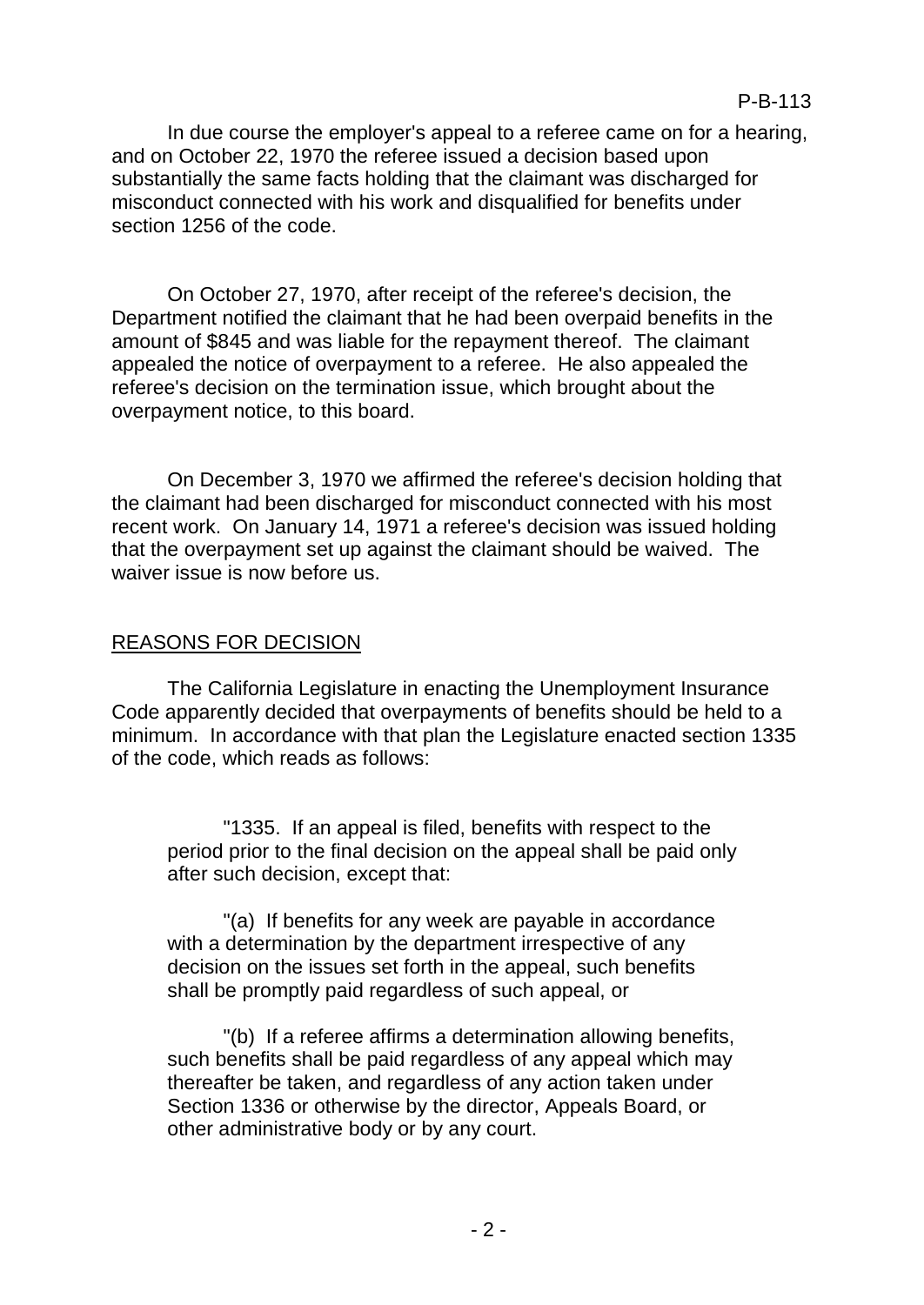In due course the employer's appeal to a referee came on for a hearing, and on October 22, 1970 the referee issued a decision based upon substantially the same facts holding that the claimant was discharged for misconduct connected with his work and disqualified for benefits under section 1256 of the code.

On October 27, 1970, after receipt of the referee's decision, the Department notified the claimant that he had been overpaid benefits in the amount of $845 and was liable for the repayment thereof. The claimant appealed the notice of overpayment to a referee. He also appealed the referee's decision on the termination issue, which brought about the overpayment notice, to this board.

On December 3, 1970 we affirmed the referee's decision holding that the claimant had been discharged for misconduct connected with his most recent work. On January 14, 1971 a referee's decision was issued holding that the overpayment set up against the claimant should be waived. The waiver issue is now before us.

## REASONS FOR DECISION

The California Legislature in enacting the Unemployment Insurance Code apparently decided that overpayments of benefits should be held to a minimum. In accordance with that plan the Legislature enacted section 1335 of the code, which reads as follows:

> "1335. If an appeal is filed, benefits with respect to the period prior to the final decision on the appeal shall be paid only after such decision, except that:
>
> "(a) If benefits for any week are payable in accordance with a determination by the department irrespective of any decision on the issues set forth in the appeal, such benefits shall be promptly paid regardless of such appeal, or
>
> "(b) If a referee affirms a determination allowing benefits, such benefits shall be paid regardless of any appeal which may thereafter be taken, and regardless of any action taken under Section 1336 or otherwise by the director, Appeals Board, or other administrative body or by any court.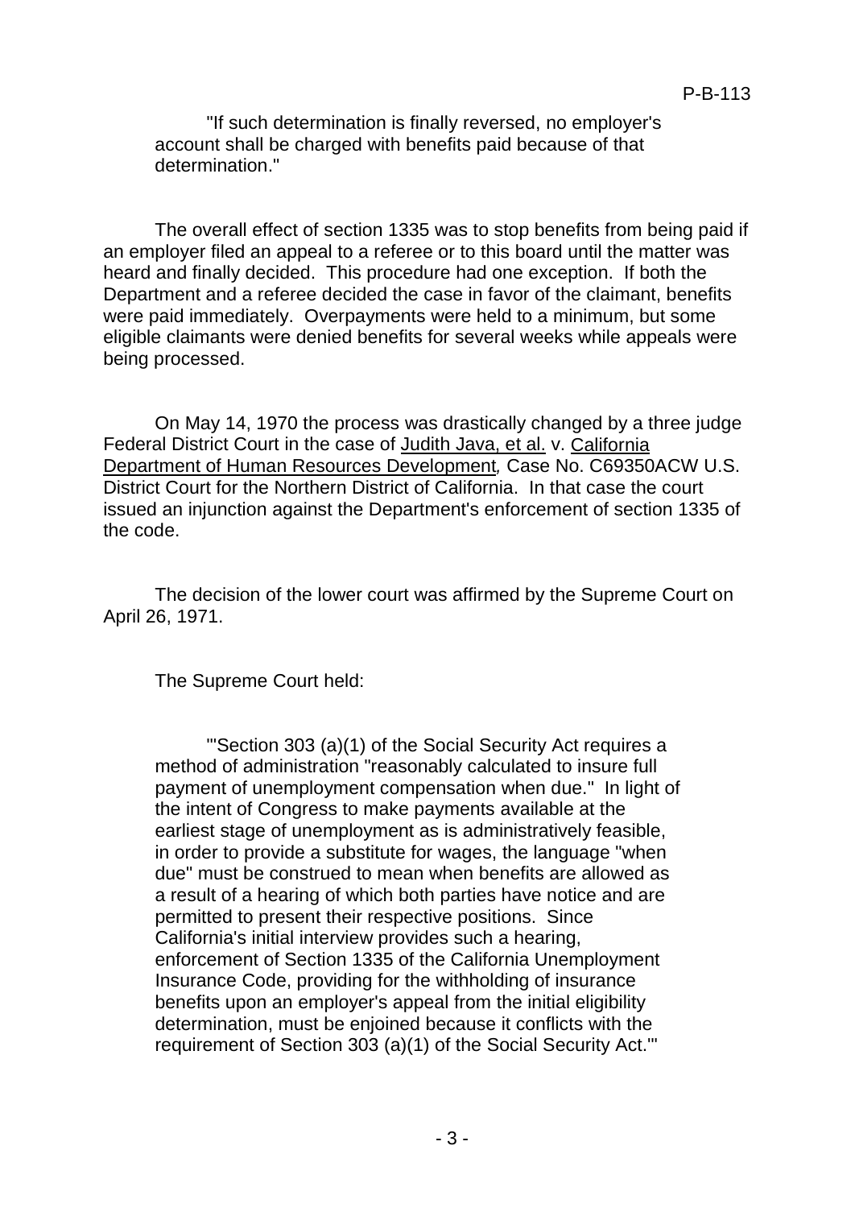"If such determination is finally reversed, no employer's account shall be charged with benefits paid because of that determination."

The overall effect of section 1335 was to stop benefits from being paid if an employer filed an appeal to a referee or to this board until the matter was heard and finally decided. This procedure had one exception. If both the Department and a referee decided the case in favor of the claimant, benefits were paid immediately. Overpayments were held to a minimum, but some eligible claimants were denied benefits for several weeks while appeals were being processed.

On May 14, 1970 the process was drastically changed by a three judge Federal District Court in the case of Judith Java, et al. v. California Department of Human Resources Development*,* Case No. C69350ACW U.S. District Court for the Northern District of California. In that case the court issued an injunction against the Department's enforcement of section 1335 of the code.

The decision of the lower court was affirmed by the Supreme Court on April 26, 1971.

The Supreme Court held:

> "'Section 303 (a)(1) of the Social Security Act requires a method of administration "reasonably calculated to insure full payment of unemployment compensation when due." In light of the intent of Congress to make payments available at the earliest stage of unemployment as is administratively feasible, in order to provide a substitute for wages, the language "when due" must be construed to mean when benefits are allowed as a result of a hearing of which both parties have notice and are permitted to present their respective positions. Since California's initial interview provides such a hearing, enforcement of Section 1335 of the California Unemployment Insurance Code, providing for the withholding of insurance benefits upon an employer's appeal from the initial eligibility determination, must be enjoined because it conflicts with the requirement of Section 303 (a)(1) of the Social Security Act.'"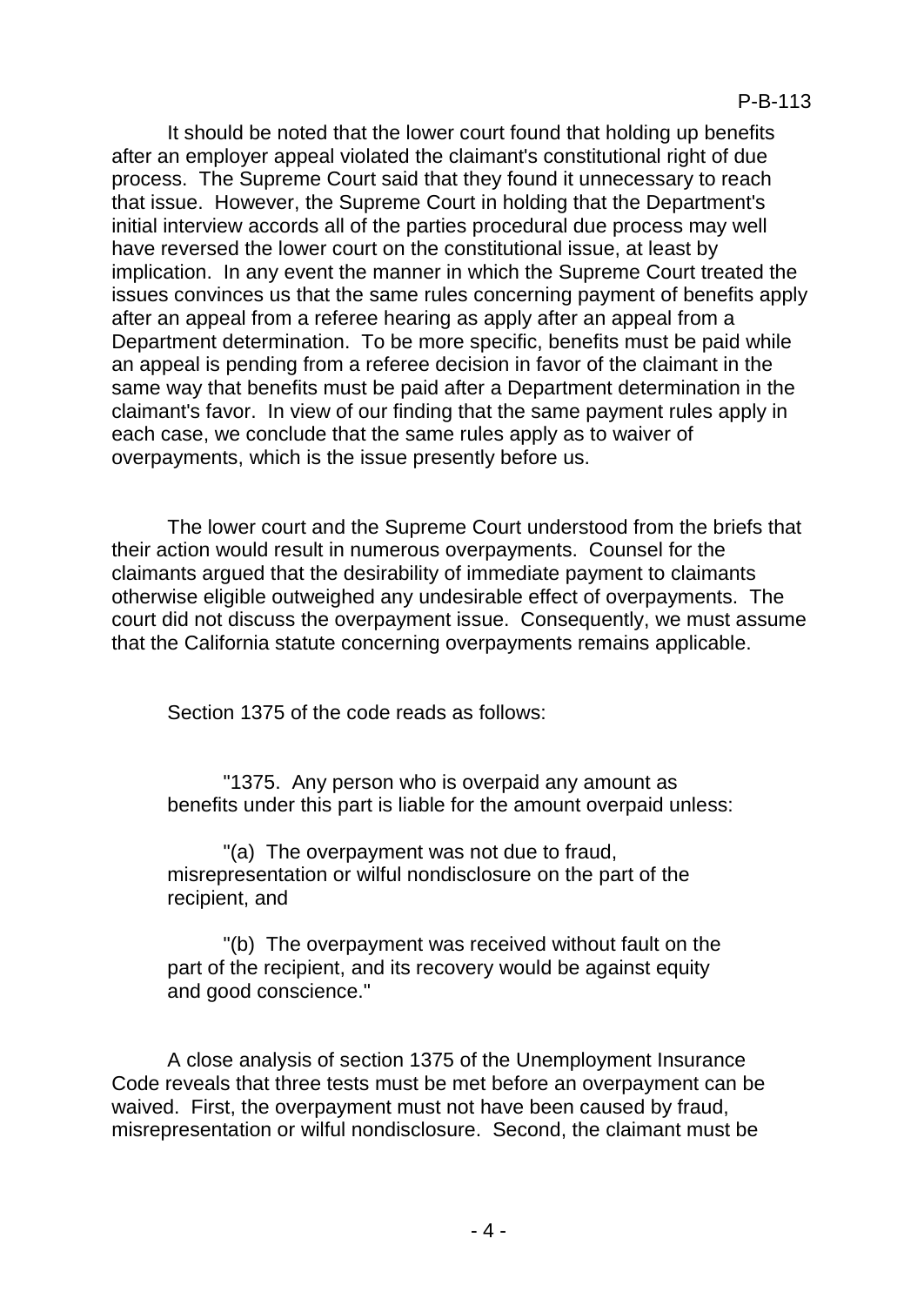It should be noted that the lower court found that holding up benefits after an employer appeal violated the claimant's constitutional right of due process. The Supreme Court said that they found it unnecessary to reach that issue. However, the Supreme Court in holding that the Department's initial interview accords all of the parties procedural due process may well have reversed the lower court on the constitutional issue, at least by implication. In any event the manner in which the Supreme Court treated the issues convinces us that the same rules concerning payment of benefits apply after an appeal from a referee hearing as apply after an appeal from a Department determination. To be more specific, benefits must be paid while an appeal is pending from a referee decision in favor of the claimant in the same way that benefits must be paid after a Department determination in the claimant's favor. In view of our finding that the same payment rules apply in each case, we conclude that the same rules apply as to waiver of overpayments, which is the issue presently before us.

The lower court and the Supreme Court understood from the briefs that their action would result in numerous overpayments. Counsel for the claimants argued that the desirability of immediate payment to claimants otherwise eligible outweighed any undesirable effect of overpayments. The court did not discuss the overpayment issue. Consequently, we must assume that the California statute concerning overpayments remains applicable.

Section 1375 of the code reads as follows:

> "1375. Any person who is overpaid any amount as benefits under this part is liable for the amount overpaid unless:
>
> "(a) The overpayment was not due to fraud, misrepresentation or wilful nondisclosure on the part of the recipient, and
>
> "(b) The overpayment was received without fault on the part of the recipient, and its recovery would be against equity and good conscience."

A close analysis of section 1375 of the Unemployment Insurance Code reveals that three tests must be met before an overpayment can be waived. First, the overpayment must not have been caused by fraud, misrepresentation or wilful nondisclosure. Second, the claimant must be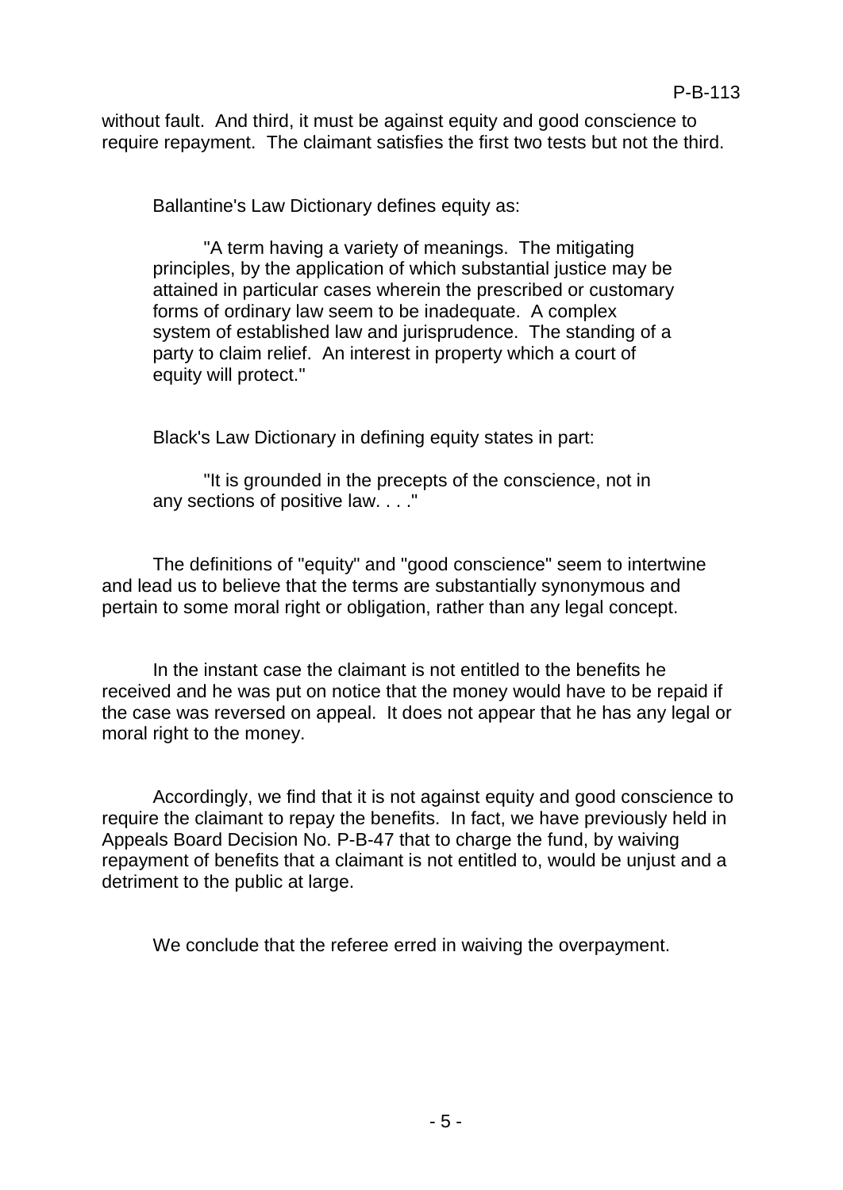without fault. And third, it must be against equity and good conscience to require repayment. The claimant satisfies the first two tests but not the third.

Ballantine's Law Dictionary defines equity as:

> "A term having a variety of meanings. The mitigating principles, by the application of which substantial justice may be attained in particular cases wherein the prescribed or customary forms of ordinary law seem to be inadequate. A complex system of established law and jurisprudence. The standing of a party to claim relief. An interest in property which a court of equity will protect."

Black's Law Dictionary in defining equity states in part:

> "It is grounded in the precepts of the conscience, not in any sections of positive law. . . ."

The definitions of "equity" and "good conscience" seem to intertwine and lead us to believe that the terms are substantially synonymous and pertain to some moral right or obligation, rather than any legal concept.

In the instant case the claimant is not entitled to the benefits he received and he was put on notice that the money would have to be repaid if the case was reversed on appeal. It does not appear that he has any legal or moral right to the money.

Accordingly, we find that it is not against equity and good conscience to require the claimant to repay the benefits. In fact, we have previously held in Appeals Board Decision No. P-B-47 that to charge the fund, by waiving repayment of benefits that a claimant is not entitled to, would be unjust and a detriment to the public at large.

We conclude that the referee erred in waiving the overpayment.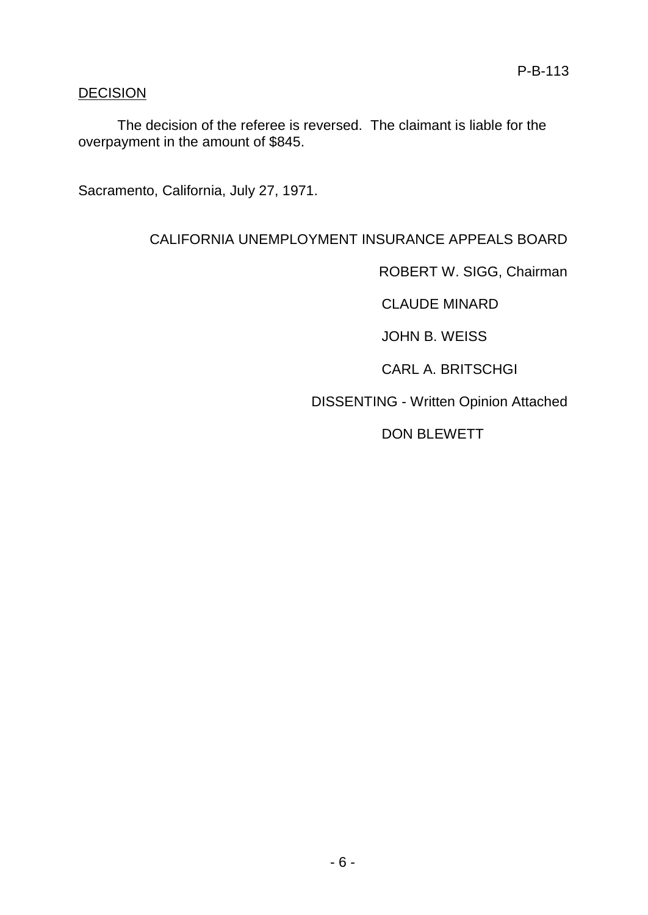P-B-113

<u>DECISION</u>

The decision of the referee is reversed. The claimant is liable for the overpayment in the amount of $845.

Sacramento, California, July 27, 1971.

CALIFORNIA UNEMPLOYMENT INSURANCE APPEALS BOARD

ROBERT W. SIGG, Chairman

CLAUDE MINARD

JOHN B. WEISS

CARL A. BRITSCHGI

DISSENTING - Written Opinion Attached

DON BLEWETT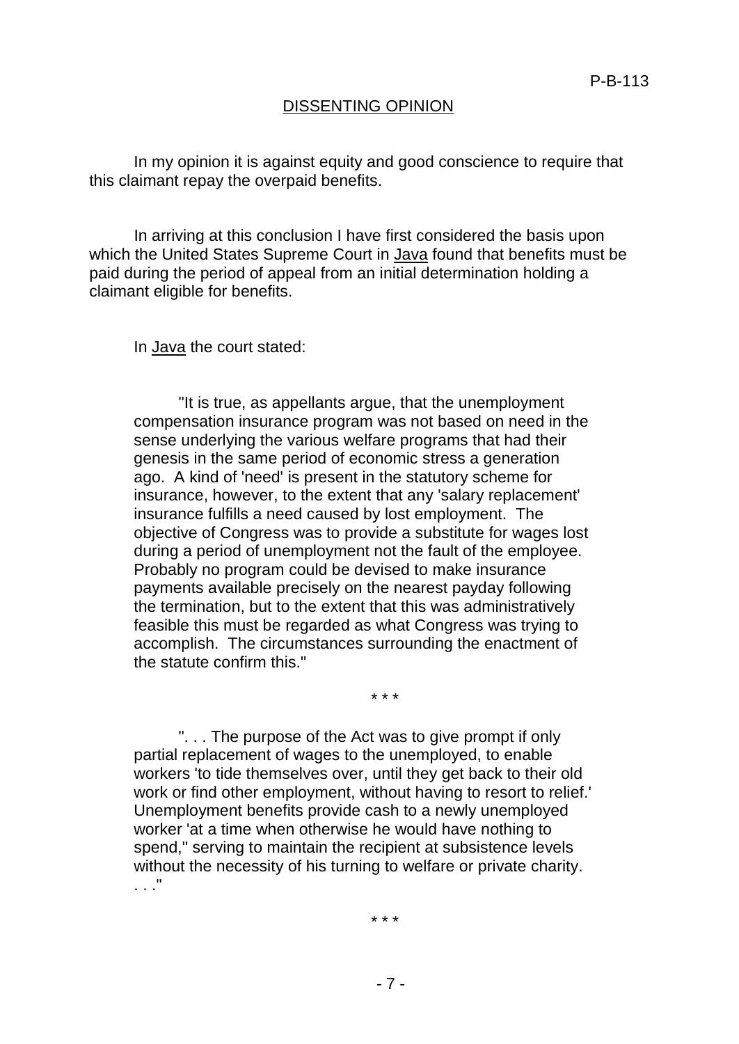## DISSENTING OPINION

In my opinion it is against equity and good conscience to require that this claimant repay the overpaid benefits.

In arriving at this conclusion I have first considered the basis upon which the United States Supreme Court in Java found that benefits must be paid during the period of appeal from an initial determination holding a claimant eligible for benefits.

In Java the court stated:

> "It is true, as appellants argue, that the unemployment compensation insurance program was not based on need in the sense underlying the various welfare programs that had their genesis in the same period of economic stress a generation ago. A kind of 'need' is present in the statutory scheme for insurance, however, to the extent that any 'salary replacement' insurance fulfills a need caused by lost employment. The objective of Congress was to provide a substitute for wages lost during a period of unemployment not the fault of the employee. Probably no program could be devised to make insurance payments available precisely on the nearest payday following the termination, but to the extent that this was administratively feasible this must be regarded as what Congress was trying to accomplish. The circumstances surrounding the enactment of the statute confirm this."

\* \* \*

> ". . . The purpose of the Act was to give prompt if only partial replacement of wages to the unemployed, to enable workers 'to tide themselves over, until they get back to their old work or find other employment, without having to resort to relief.' Unemployment benefits provide cash to a newly unemployed worker 'at a time when otherwise he would have nothing to spend," serving to maintain the recipient at subsistence levels without the necessity of his turning to welfare or private charity. . . ."

\* \* \*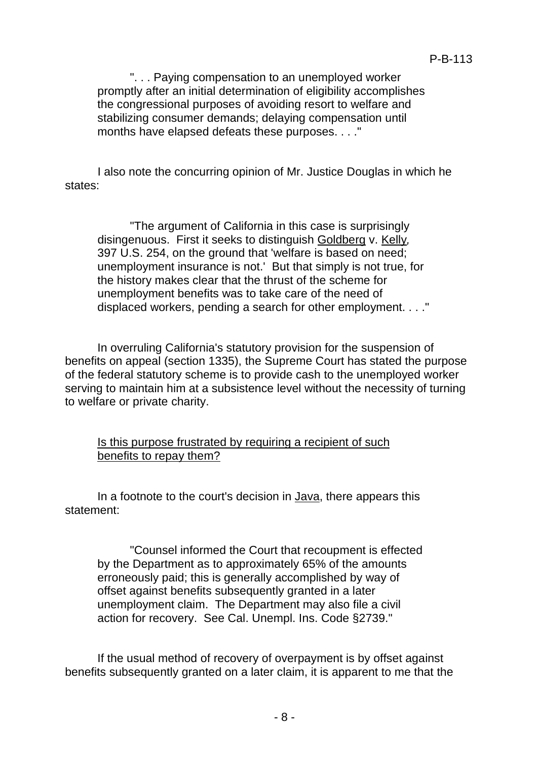> ". . . Paying compensation to an unemployed worker promptly after an initial determination of eligibility accomplishes the congressional purposes of avoiding resort to welfare and stabilizing consumer demands; delaying compensation until months have elapsed defeats these purposes. . . ."

I also note the concurring opinion of Mr. Justice Douglas in which he states:

> "The argument of California in this case is surprisingly disingenuous. First it seeks to distinguish Goldberg v. Kelly, 397 U.S. 254, on the ground that 'welfare is based on need; unemployment insurance is not.' But that simply is not true, for the history makes clear that the thrust of the scheme for unemployment benefits was to take care of the need of displaced workers, pending a search for other employment. . . ."

In overruling California's statutory provision for the suspension of benefits on appeal (section 1335), the Supreme Court has stated the purpose of the federal statutory scheme is to provide cash to the unemployed worker serving to maintain him at a subsistence level without the necessity of turning to welfare or private charity.

Is this purpose frustrated by requiring a recipient of such benefits to repay them?

In a footnote to the court's decision in Java, there appears this statement:

> "Counsel informed the Court that recoupment is effected by the Department as to approximately 65% of the amounts erroneously paid; this is generally accomplished by way of offset against benefits subsequently granted in a later unemployment claim. The Department may also file a civil action for recovery. See Cal. Unempl. Ins. Code §2739."

If the usual method of recovery of overpayment is by offset against benefits subsequently granted on a later claim, it is apparent to me that the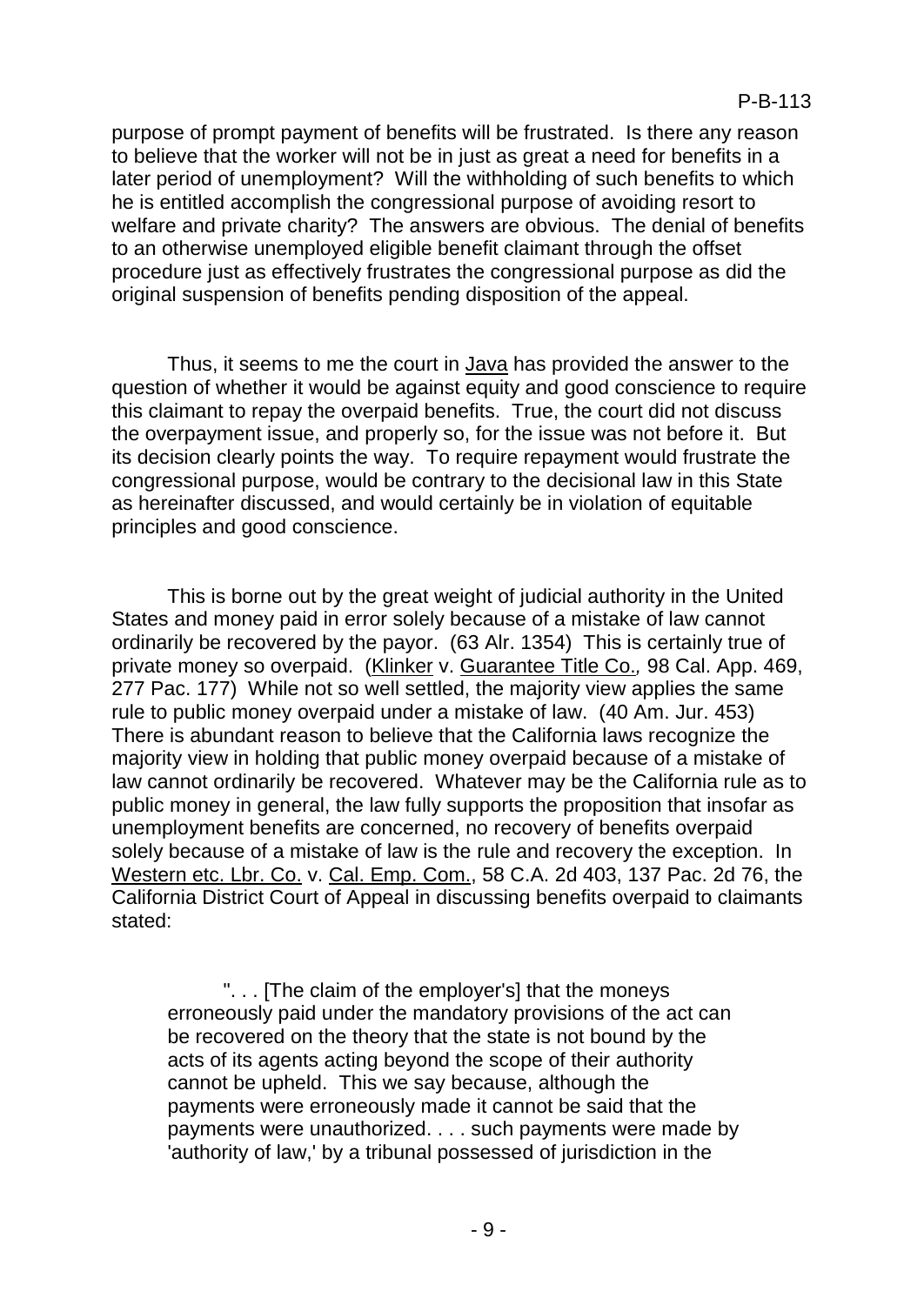purpose of prompt payment of benefits will be frustrated. Is there any reason to believe that the worker will not be in just as great a need for benefits in a later period of unemployment? Will the withholding of such benefits to which he is entitled accomplish the congressional purpose of avoiding resort to welfare and private charity? The answers are obvious. The denial of benefits to an otherwise unemployed eligible benefit claimant through the offset procedure just as effectively frustrates the congressional purpose as did the original suspension of benefits pending disposition of the appeal.

Thus, it seems to me the court in Java has provided the answer to the question of whether it would be against equity and good conscience to require this claimant to repay the overpaid benefits. True, the court did not discuss the overpayment issue, and properly so, for the issue was not before it. But its decision clearly points the way. To require repayment would frustrate the congressional purpose, would be contrary to the decisional law in this State as hereinafter discussed, and would certainly be in violation of equitable principles and good conscience.

This is borne out by the great weight of judicial authority in the United States and money paid in error solely because of a mistake of law cannot ordinarily be recovered by the payor. (63 Alr. 1354) This is certainly true of private money so overpaid. (Klinker v. Guarantee Title Co., 98 Cal. App. 469, 277 Pac. 177) While not so well settled, the majority view applies the same rule to public money overpaid under a mistake of law. (40 Am. Jur. 453) There is abundant reason to believe that the California laws recognize the majority view in holding that public money overpaid because of a mistake of law cannot ordinarily be recovered. Whatever may be the California rule as to public money in general, the law fully supports the proposition that insofar as unemployment benefits are concerned, no recovery of benefits overpaid solely because of a mistake of law is the rule and recovery the exception. In Western etc. Lbr. Co. v. Cal. Emp. Com., 58 C.A. 2d 403, 137 Pac. 2d 76, the California District Court of Appeal in discussing benefits overpaid to claimants stated:

> ". . . [The claim of the employer's] that the moneys erroneously paid under the mandatory provisions of the act can be recovered on the theory that the state is not bound by the acts of its agents acting beyond the scope of their authority cannot be upheld. This we say because, although the payments were erroneously made it cannot be said that the payments were unauthorized. . . . such payments were made by 'authority of law,' by a tribunal possessed of jurisdiction in the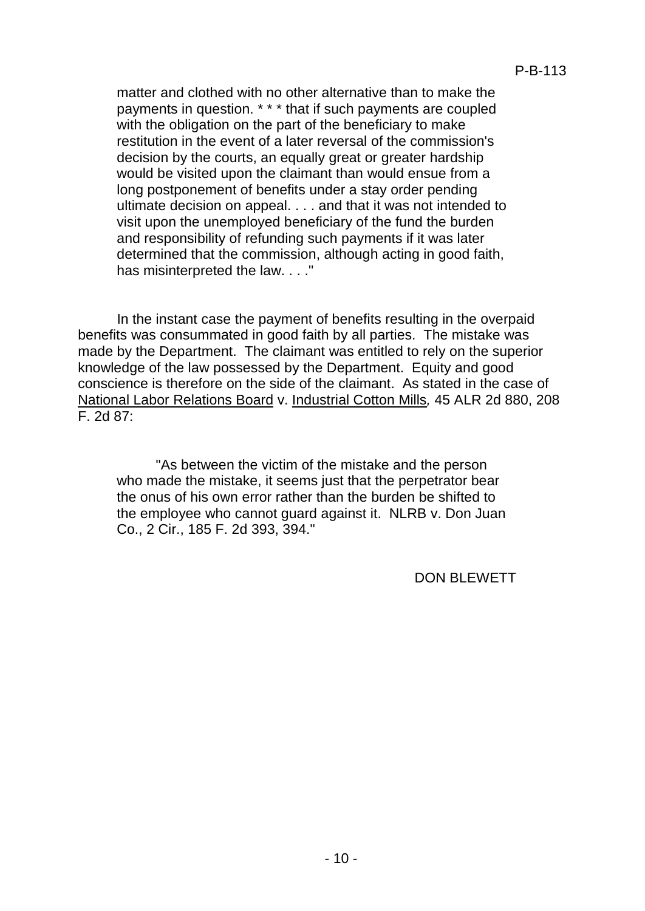> matter and clothed with no other alternative than to make the payments in question. * * * that if such payments are coupled with the obligation on the part of the beneficiary to make restitution in the event of a later reversal of the commission's decision by the courts, an equally great or greater hardship would be visited upon the claimant than would ensue from a long postponement of benefits under a stay order pending ultimate decision on appeal. . . . and that it was not intended to visit upon the unemployed beneficiary of the fund the burden and responsibility of refunding such payments if it was later determined that the commission, although acting in good faith, has misinterpreted the law. . . ."

In the instant case the payment of benefits resulting in the overpaid benefits was consummated in good faith by all parties. The mistake was made by the Department. The claimant was entitled to rely on the superior knowledge of the law possessed by the Department. Equity and good conscience is therefore on the side of the claimant. As stated in the case of National Labor Relations Board v. Industrial Cotton Mills, 45 ALR 2d 880, 208 F. 2d 87:

> "As between the victim of the mistake and the person who made the mistake, it seems just that the perpetrator bear the onus of his own error rather than the burden be shifted to the employee who cannot guard against it. NLRB v. Don Juan Co., 2 Cir., 185 F. 2d 393, 394."

DON BLEWETT